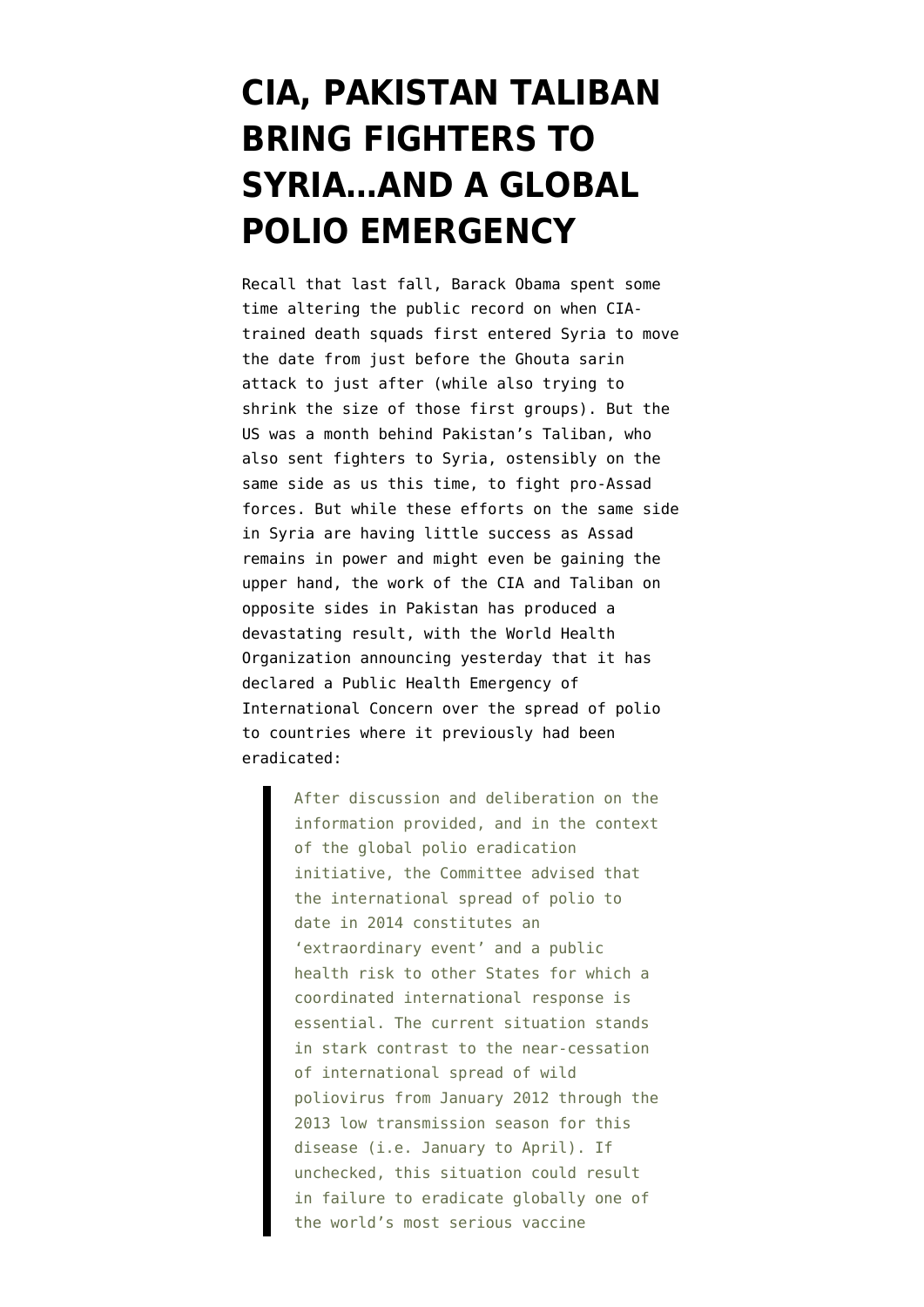# CIA, PAKISTAN TALIBAN BRING FIGHTERS TO SYRIA…AND A GLOBAL POLIO EMERGENCY

Recall that last fall, Barack Obama spent some time altering the public record on when CIA-trained death squads first entered Syria to move the date from just before the Ghouta sarin attack to just after (while also trying to shrink the size of those first groups). But the US was a month behind Pakistan's Taliban, who also sent fighters to Syria, ostensibly on the same side as us this time, to fight pro-Assad forces. But while these efforts on the same side in Syria are having little success as Assad remains in power and might even be gaining the upper hand, the work of the CIA and Taliban on opposite sides in Pakistan has produced a devastating result, with the World Health Organization announcing yesterday that it has declared a Public Health Emergency of International Concern over the spread of polio to countries where it previously had been eradicated:

> After discussion and deliberation on the information provided, and in the context of the global polio eradication initiative, the Committee advised that the international spread of polio to date in 2014 constitutes an 'extraordinary event' and a public health risk to other States for which a coordinated international response is essential. The current situation stands in stark contrast to the near-cessation of international spread of wild poliovirus from January 2012 through the 2013 low transmission season for this disease (i.e. January to April). If unchecked, this situation could result in failure to eradicate globally one of the world's most serious vaccine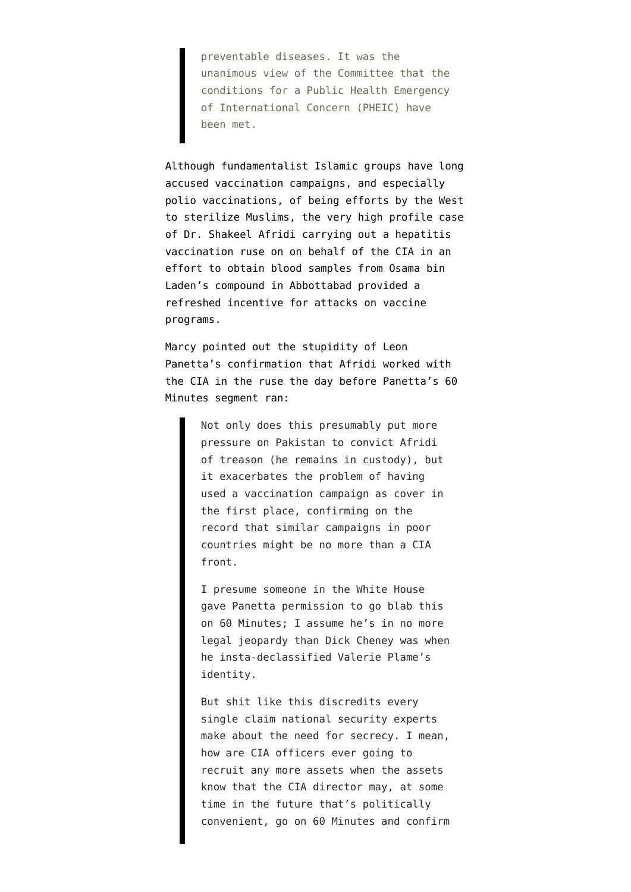> preventable diseases. It was the unanimous view of the Committee that the conditions for a Public Health Emergency of International Concern (PHEIC) have been met.

Although fundamentalist Islamic groups have long accused vaccination campaigns, and especially polio vaccinations, of being efforts by the West to sterilize Muslims, the very high profile case of Dr. Shakeel Afridi carrying out a hepatitis vaccination ruse on on behalf of the CIA in an effort to obtain blood samples from Osama bin Laden's compound in Abbottabad provided a refreshed incentive for attacks on vaccine programs.

Marcy pointed out the stupidity of Leon Panetta's confirmation that Afridi worked with the CIA in the ruse the day before Panetta's 60 Minutes segment ran:

> Not only does this presumably put more pressure on Pakistan to convict Afridi of treason (he remains in custody), but it exacerbates the problem of having used a vaccination campaign as cover in the first place, confirming on the record that similar campaigns in poor countries might be no more than a CIA front.
>
> I presume someone in the White House gave Panetta permission to go blab this on 60 Minutes; I assume he's in no more legal jeopardy than Dick Cheney was when he insta-declassified Valerie Plame's identity.
>
> But shit like this discredits every single claim national security experts make about the need for secrecy. I mean, how are CIA officers ever going to recruit any more assets when the assets know that the CIA director may, at some time in the future that's politically convenient, go on 60 Minutes and confirm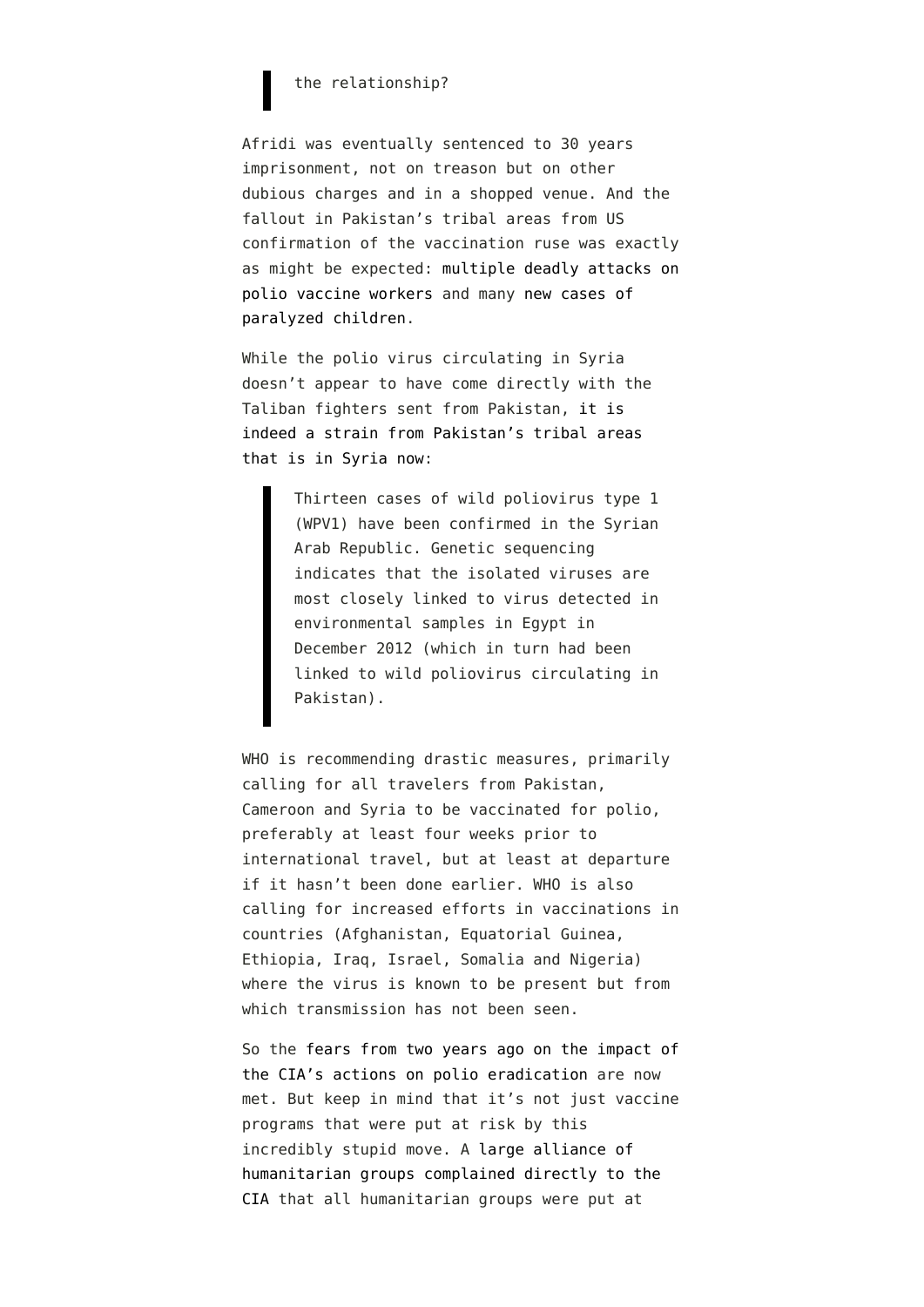> the relationship?

Afridi was eventually sentenced to 30 years imprisonment, not on treason but on other dubious charges and in a shopped venue. And the fallout in Pakistan's tribal areas from US confirmation of the vaccination ruse was exactly as might be expected: multiple deadly attacks on polio vaccine workers and many new cases of paralyzed children.

While the polio virus circulating in Syria doesn't appear to have come directly with the Taliban fighters sent from Pakistan, it is indeed a strain from Pakistan's tribal areas that is in Syria now:

> Thirteen cases of wild poliovirus type 1 (WPV1) have been confirmed in the Syrian Arab Republic. Genetic sequencing indicates that the isolated viruses are most closely linked to virus detected in environmental samples in Egypt in December 2012 (which in turn had been linked to wild poliovirus circulating in Pakistan).

WHO is recommending drastic measures, primarily calling for all travelers from Pakistan, Cameroon and Syria to be vaccinated for polio, preferably at least four weeks prior to international travel, but at least at departure if it hasn't been done earlier. WHO is also calling for increased efforts in vaccinations in countries (Afghanistan, Equatorial Guinea, Ethiopia, Iraq, Israel, Somalia and Nigeria) where the virus is known to be present but from which transmission has not been seen.

So the fears from two years ago on the impact of the CIA's actions on polio eradication are now met. But keep in mind that it's not just vaccine programs that were put at risk by this incredibly stupid move. A large alliance of humanitarian groups complained directly to the CIA that all humanitarian groups were put at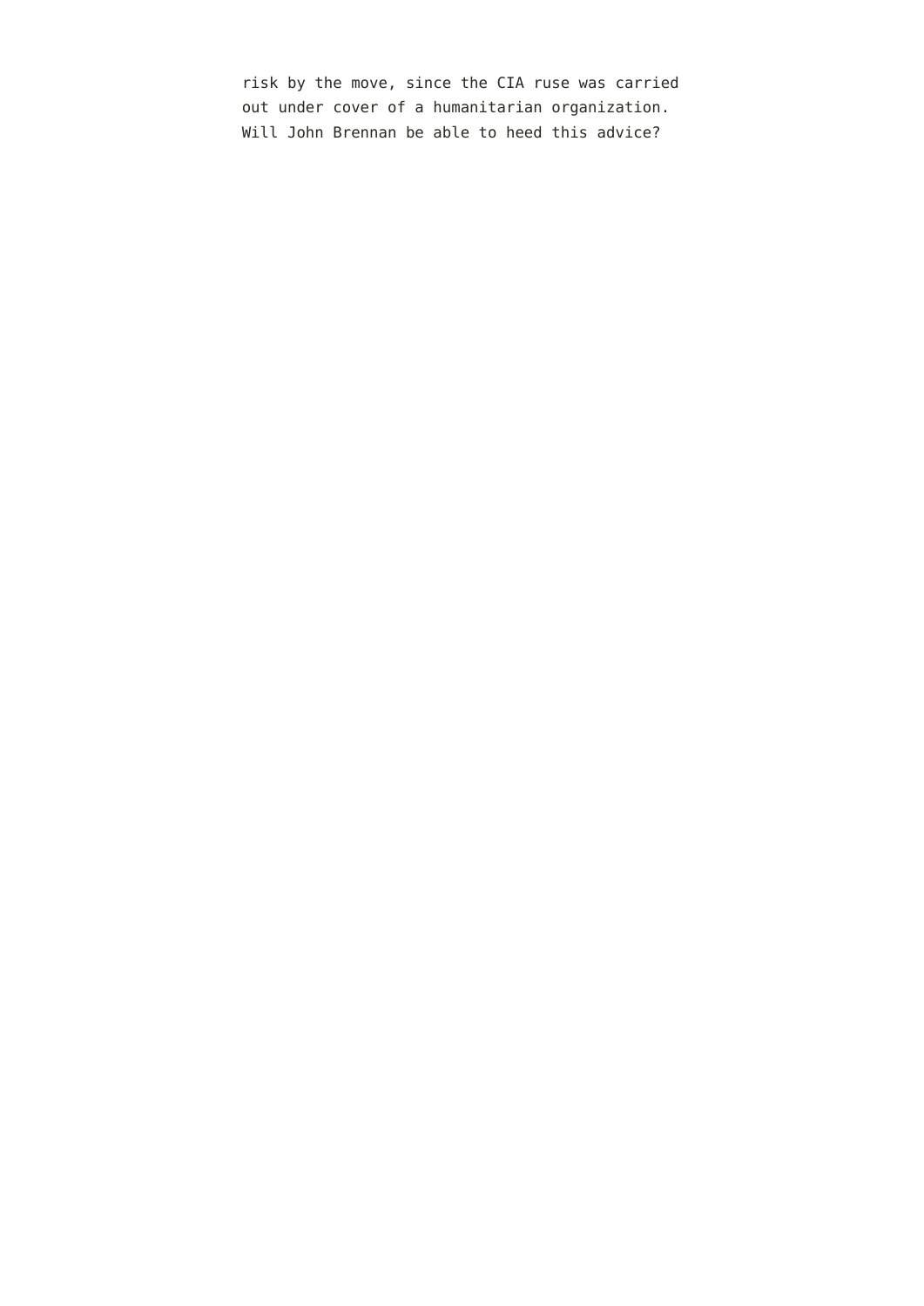risk by the move, since the CIA ruse was carried out under cover of a humanitarian organization. Will John Brennan be able to heed this advice?